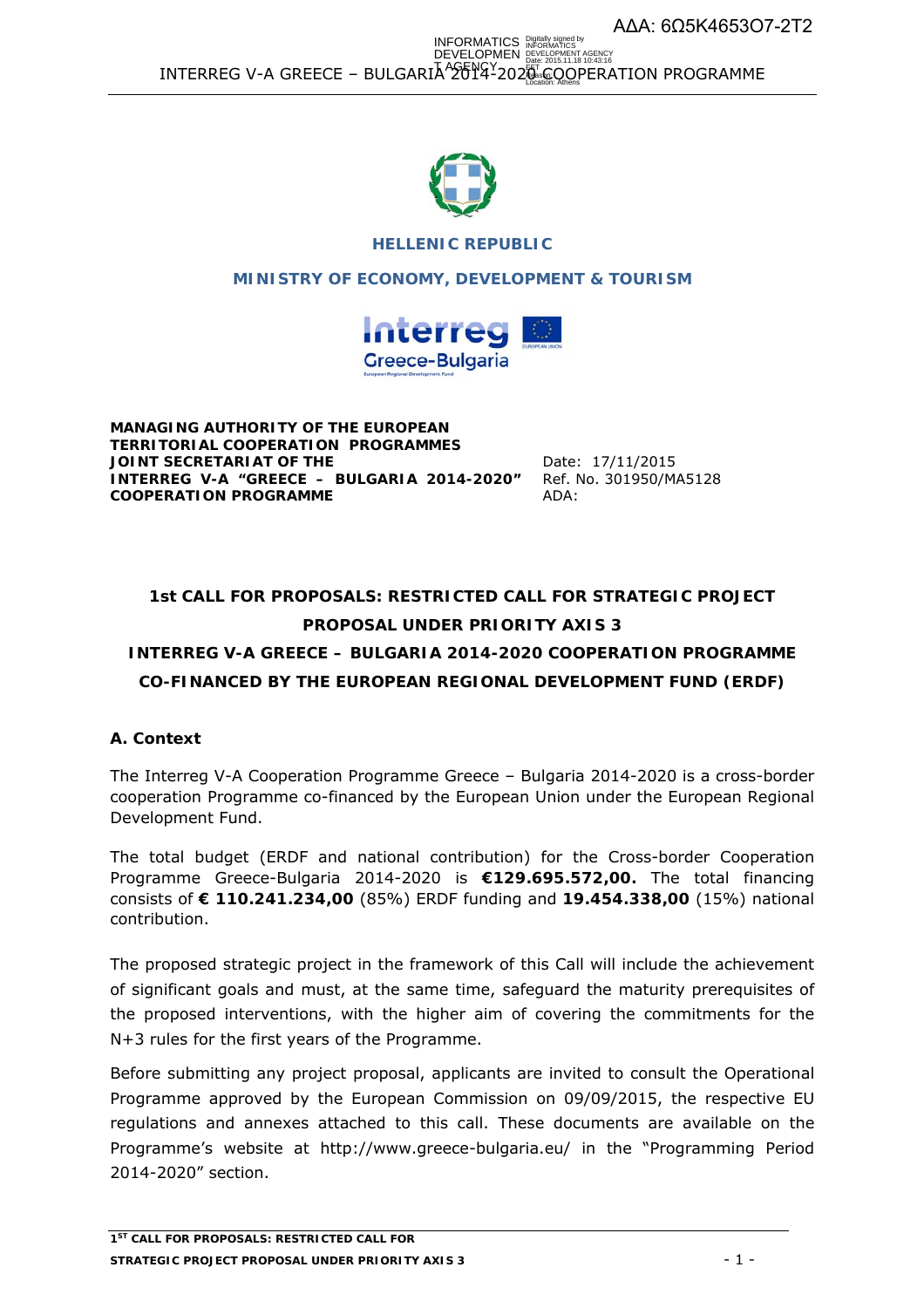ΑΔΑ: 6Ω5Κ4653Ο7-2Τ2

**HELLENIC REPUBLIC**

**MINISTRY OF ECONOMY, DEVELOPMENT & TOURISM**

**MANAGING AUTHORITY OF THE EUROPEAN TERRITORIAL COOPERATION PROGRAMMES**
**JOINT SECRETARIAT OF THE INTERREG V-A "GREECE – BULGARIA 2014-2020" COOPERATION PROGRAMME**

Date: 17/11/2015
Ref. No. 301950/MA5128
ADA:

**1st CALL FOR PROPOSALS: RESTRICTED CALL FOR STRATEGIC PROJECT PROPOSAL UNDER PRIORITY AXIS 3**
**INTERREG V-A GREECE – BULGARIA 2014-2020 COOPERATION PROGRAMME**
**CO-FINANCED BY THE EUROPEAN REGIONAL DEVELOPMENT FUND (ERDF)**

## A. Context

The Interreg V-A Cooperation Programme Greece – Bulgaria 2014-2020 is a cross-border cooperation Programme co-financed by the European Union under the European Regional Development Fund.

The total budget (ERDF and national contribution) for the Cross-border Cooperation Programme Greece-Bulgaria 2014-2020 is **€129.695.572,00.** The total financing consists of **€ 110.241.234,00** (85%) ERDF funding and **19.454.338,00** (15%) national contribution.

The proposed strategic project in the framework of this Call will include the achievement of significant goals and must, at the same time, safeguard the maturity prerequisites of the proposed interventions, with the higher aim of covering the commitments for the N+3 rules for the first years of the Programme.

Before submitting any project proposal, applicants are invited to consult the Operational Programme approved by the European Commission on 09/09/2015, the respective EU regulations and annexes attached to this call. These documents are available on the Programme's website at http://www.greece-bulgaria.eu/ in the "Programming Period 2014-2020" section.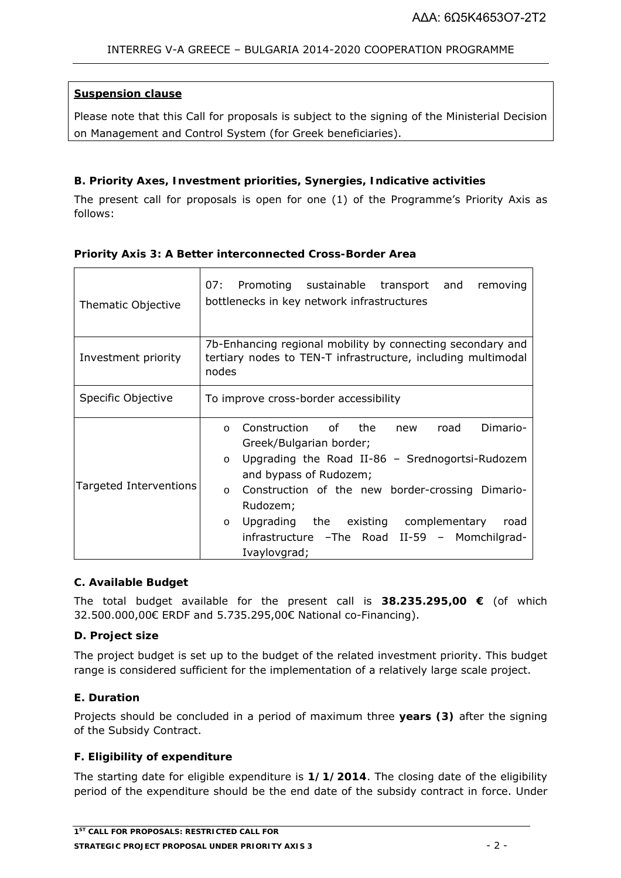**Suspension clause**

Please note that this Call for proposals is subject to the signing of the Ministerial Decision on Management and Control System (for Greek beneficiaries).

**B. Priority Axes, Investment priorities, Synergies, Indicative activities**

The present call for proposals is open for one (1) of the Programme's Priority Axis as follows:

**Priority Axis 3: A Better interconnected Cross-Border Area**

| | |
|---|---|
| Thematic Objective | 07: Promoting sustainable transport and removing bottlenecks in key network infrastructures |
| Investment priority | 7b-Enhancing regional mobility by connecting secondary and tertiary nodes to TEN-T infrastructure, including multimodal nodes |
| Specific Objective | To improve cross-border accessibility |
| Targeted Interventions | o Construction of the new road Dimario-Greek/Bulgarian border;<br>o Upgrading the Road II-86 – Srednogortsi-Rudozem and bypass of Rudozem;<br>o Construction of the new border-crossing Dimario-Rudozem;<br>o Upgrading the existing complementary road infrastructure –The Road II-59 – Momchilgrad-Ivaylovgrad; |

**C. Available Budget**

The total budget available for the present call is **38.235.295,00 €** (of which 32.500.000,00€ ERDF and 5.735.295,00€ National co-Financing).

**D. Project size**

The project budget is set up to the budget of the related investment priority. This budget range is considered sufficient for the implementation of a relatively large scale project.

**E. Duration**

Projects should be concluded in a period of maximum three **years (3)** after the signing of the Subsidy Contract.

**F. Eligibility of expenditure**

The starting date for eligible expenditure is **1/1/2014**. The closing date of the eligibility period of the expenditure should be the end date of the subsidy contract in force. Under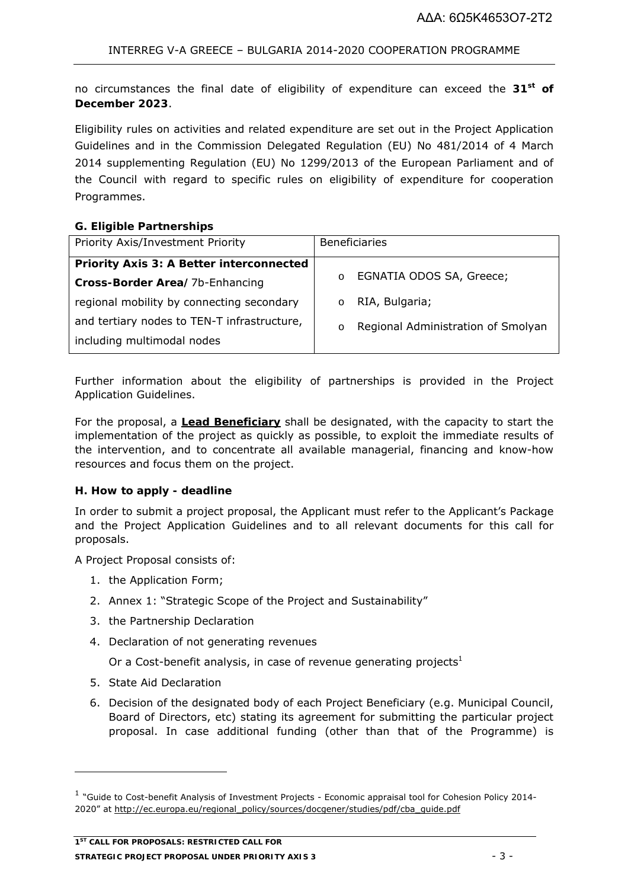no circumstances the final date of eligibility of expenditure can exceed the **31st of December 2023**.

Eligibility rules on activities and related expenditure are set out in the Project Application Guidelines and in the Commission Delegated Regulation (EU) No 481/2014 of 4 March 2014 supplementing Regulation (EU) No 1299/2013 of the European Parliament and of the Council with regard to specific rules on eligibility of expenditure for cooperation Programmes.

### G. Eligible Partnerships

| Priority Axis/Investment Priority | Beneficiaries |
|---|---|
| **Priority Axis 3: A Better interconnected Cross-Border Area**/ 7b-Enhancing regional mobility by connecting secondary and tertiary nodes to TEN-T infrastructure, including multimodal nodes | o EGNATIA ODOS SA, Greece;<br>o RIA, Bulgaria;<br>o Regional Administration of Smolyan |

Further information about the eligibility of partnerships is provided in the Project Application Guidelines.

For the proposal, a **Lead Beneficiary** shall be designated, with the capacity to start the implementation of the project as quickly as possible, to exploit the immediate results of the intervention, and to concentrate all available managerial, financing and know-how resources and focus them on the project.

### H. How to apply - deadline

In order to submit a project proposal, the Applicant must refer to the Applicant's Package and the Project Application Guidelines and to all relevant documents for this call for proposals.

A Project Proposal consists of:

1. the Application Form;
2. Annex 1: "Strategic Scope of the Project and Sustainability"
3. the Partnership Declaration
4. Declaration of not generating revenues

   Or a Cost-benefit analysis, in case of revenue generating projects[1]
5. State Aid Declaration
6. Decision of the designated body of each Project Beneficiary (e.g. Municipal Council, Board of Directors, etc) stating its agreement for submitting the particular project proposal. In case additional funding (other than that of the Programme) is

[1] "Guide to Cost-benefit Analysis of Investment Projects - Economic appraisal tool for Cohesion Policy 2014-2020" at http://ec.europa.eu/regional_policy/sources/docgener/studies/pdf/cba_guide.pdf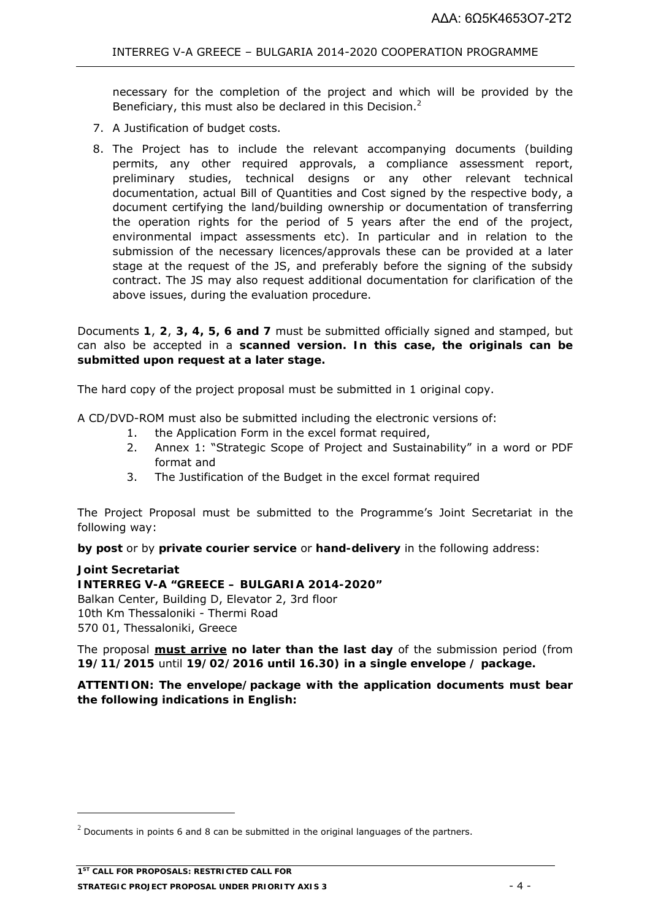necessary for the completion of the project and which will be provided by the Beneficiary, this must also be declared in this Decision.[2]

7. A Justification of budget costs.
8. The Project has to include the relevant accompanying documents (building permits, any other required approvals, a compliance assessment report, preliminary studies, technical designs or any other relevant technical documentation, actual Bill of Quantities and Cost signed by the respective body, a document certifying the land/building ownership or documentation of transferring the operation rights for the period of 5 years after the end of the project, environmental impact assessments etc). In particular and in relation to the submission of the necessary licences/approvals these can be provided at a later stage at the request of the JS, and preferably before the signing of the subsidy contract. The JS may also request additional documentation for clarification of the above issues, during the evaluation procedure.

Documents **1**, **2**, **3, 4, 5, 6 and 7** must be submitted officially signed and stamped, but can also be accepted in a **scanned version. In this case, the originals can be submitted upon request at a later stage.**

The hard copy of the project proposal must be submitted in 1 original copy.

A CD/DVD-ROM must also be submitted including the electronic versions of:

1. the Application Form in the excel format required,
2. Annex 1: "Strategic Scope of Project and Sustainability" in a word or PDF format and
3. The Justification of the Budget in the excel format required

The Project Proposal must be submitted to the Programme's Joint Secretariat in the following way:

**by post** or by **private courier service** or **hand-delivery** in the following address:

**Joint Secretariat**
**INTERREG V-A "GREECE – BULGARIA 2014-2020"**
Balkan Center, Building D, Elevator 2, 3rd floor
10th Km Thessaloniki - Thermi Road
570 01, Thessaloniki, Greece

The proposal **<u>must arrive</u> no later than the last day** of the submission period (from **19/11/2015** until **19/02/2016 until 16.30) in a single envelope / package.**

**ATTENTION: The envelope/package with the application documents must bear the following indications in English:**

[2] Documents in points 6 and 8 can be submitted in the original languages of the partners.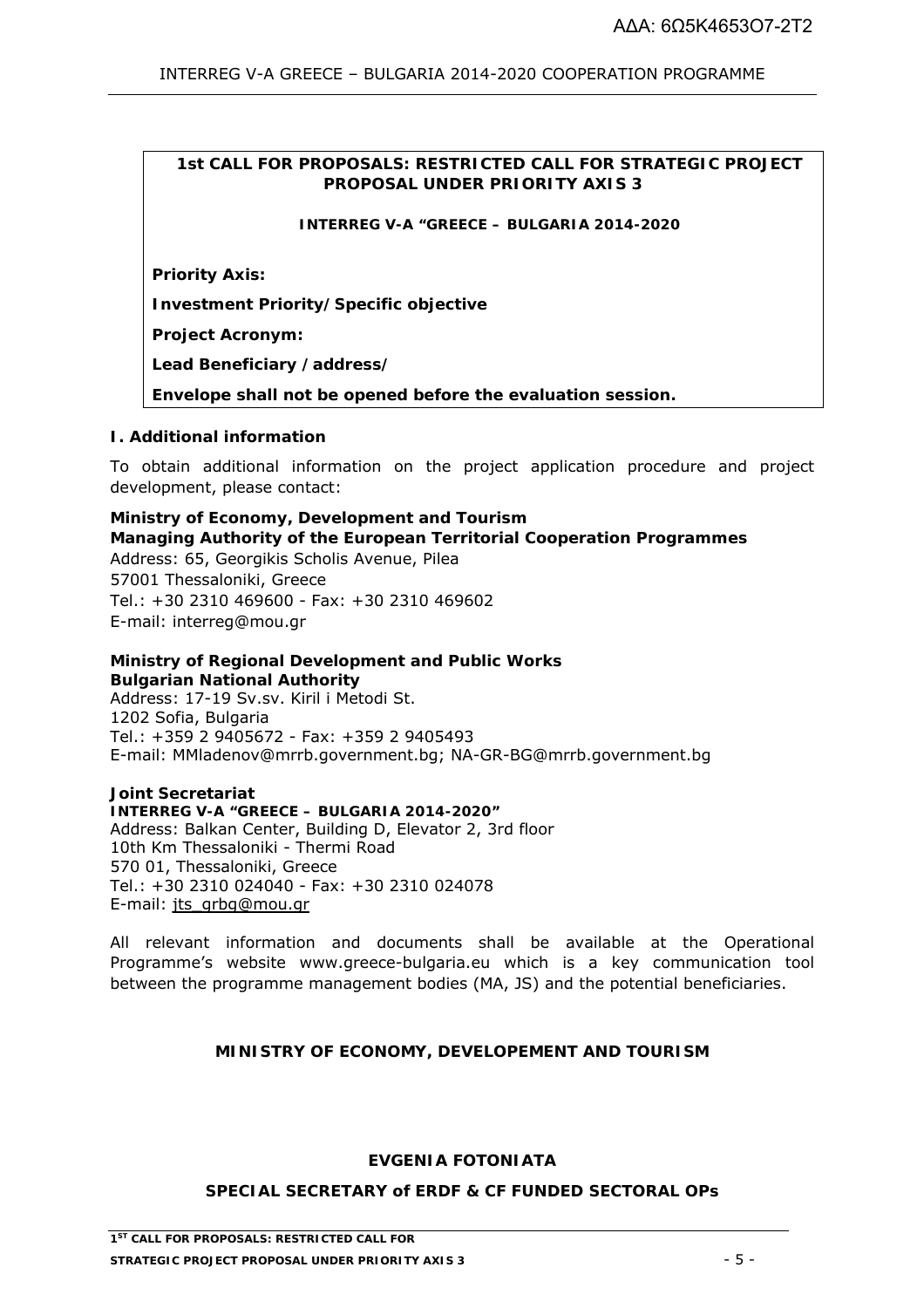**1st CALL FOR PROPOSALS: RESTRICTED CALL FOR STRATEGIC PROJECT PROPOSAL UNDER PRIORITY AXIS 3**

**INTERREG V-A "GREECE – BULGARIA 2014-2020**

**Priority Axis:**

**Investment Priority/Specific objective**

**Project Acronym:**

**Lead Beneficiary /address/**

**Envelope shall not be opened before the evaluation session.**

## I. Additional information

To obtain additional information on the project application procedure and project development, please contact:

**Ministry of Economy, Development and Tourism**
**Managing Authority of the European Territorial Cooperation Programmes**
Address: 65, Georgikis Scholis Avenue, Pilea
57001 Thessaloniki, Greece
Tel.: +30 2310 469600 - Fax: +30 2310 469602
E-mail: interreg@mou.gr

**Ministry of Regional Development and Public Works**
**Bulgarian National Authority**
Address: 17-19 Sv.sv. Kiril i Metodi St.
1202 Sofia, Bulgaria
Tel.: +359 2 9405672 - Fax: +359 2 9405493
E-mail: MMladenov@mrrb.government.bg; NA-GR-BG@mrrb.government.bg

**Joint Secretariat**
**INTERREG V-A "GREECE – BULGARIA 2014-2020"**
Address: Balkan Center, Building D, Elevator 2, 3rd floor
10th Km Thessaloniki - Thermi Road
570 01, Thessaloniki, Greece
Tel.: +30 2310 024040 - Fax: +30 2310 024078
E-mail: jts_grbg@mou.gr

All relevant information and documents shall be available at the Operational Programme's website www.greece-bulgaria.eu which is a key communication tool between the programme management bodies (MA, JS) and the potential beneficiaries.

**MINISTRY OF ECONOMY, DEVELOPEMENT AND TOURISM**

**EVGENIA FOTONIATA**

**SPECIAL SECRETARY of ERDF & CF FUNDED SECTORAL OPs**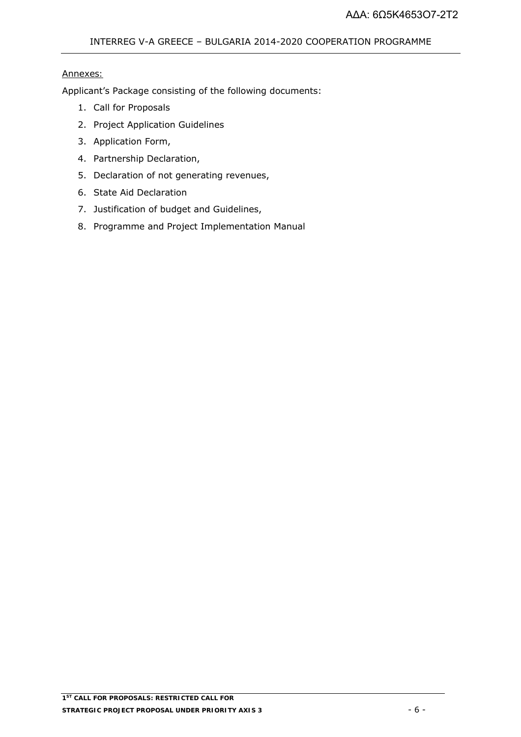Annexes:

Applicant's Package consisting of the following documents:

1. Call for Proposals
2. Project Application Guidelines
3. Application Form,
4. Partnership Declaration,
5. Declaration of not generating revenues,
6. State Aid Declaration
7. Justification of budget and Guidelines,
8. Programme and Project Implementation Manual